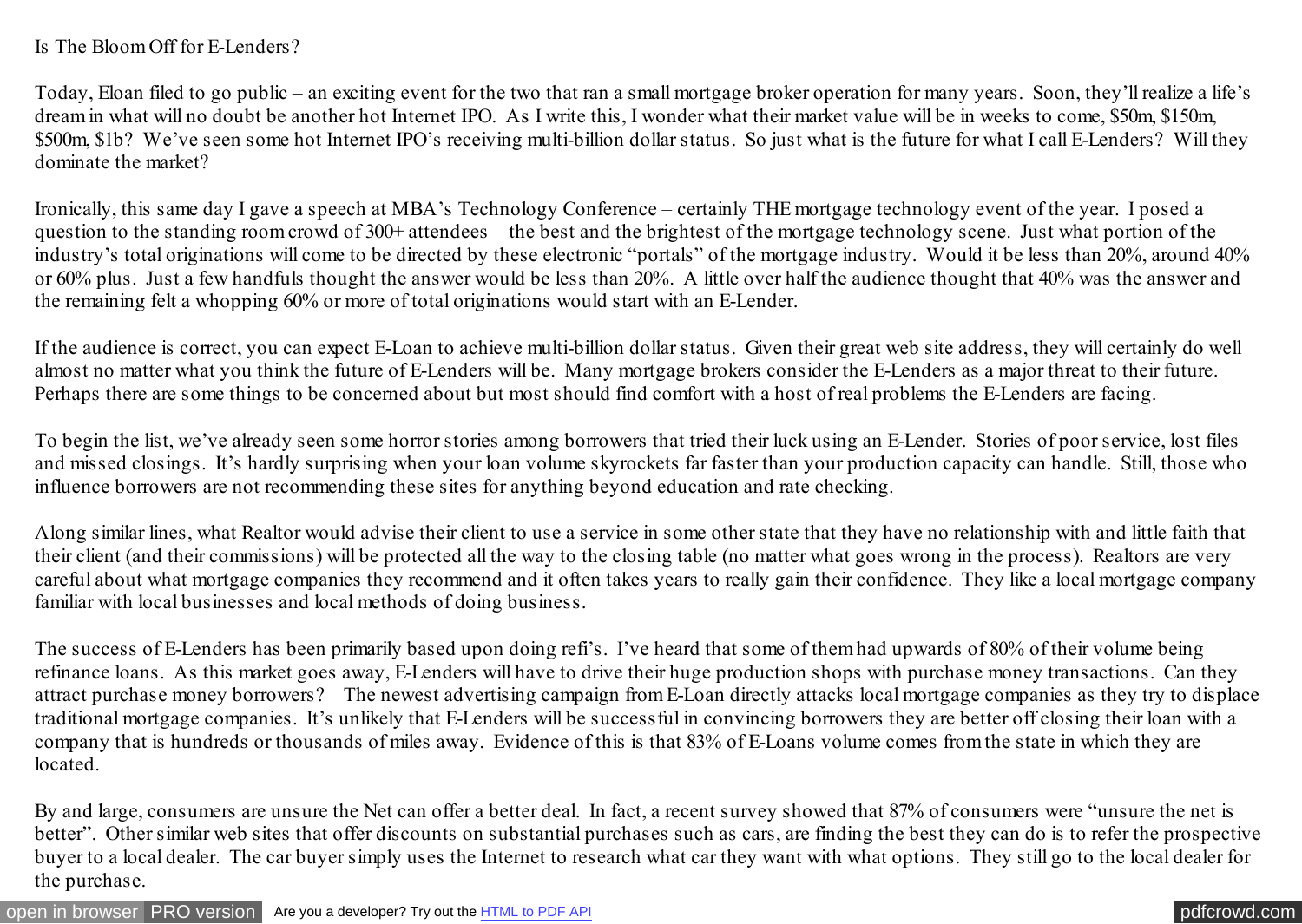# Is The Bloom Off for E-Lenders?

Today, Eloan filed to go public – an exciting event for the two that ran a small mortgage broker operation for many years. Soon, they'll realize a life's dream in what will no doubt be another hot Internet IPO. As I write this, I wonder what their market value will be in weeks to come, $50m, $150m, $500m, $1b? We've seen some hot Internet IPO's receiving multi-billion dollar status. So just what is the future for what I call E-Lenders? Will they dominate the market?

Ironically, this same day I gave a speech at MBA's Technology Conference – certainly THE mortgage technology event of the year. I posed a question to the standing room crowd of 300+ attendees – the best and the brightest of the mortgage technology scene. Just what portion of the industry's total originations will come to be directed by these electronic "portals" of the mortgage industry. Would it be less than 20%, around 40% or 60% plus. Just a few handfuls thought the answer would be less than 20%. A little over half the audience thought that 40% was the answer and the remaining felt a whopping 60% or more of total originations would start with an E-Lender.

If the audience is correct, you can expect E-Loan to achieve multi-billion dollar status. Given their great web site address, they will certainly do well almost no matter what you think the future of E-Lenders will be. Many mortgage brokers consider the E-Lenders as a major threat to their future. Perhaps there are some things to be concerned about but most should find comfort with a host of real problems the E-Lenders are facing.

To begin the list, we've already seen some horror stories among borrowers that tried their luck using an E-Lender. Stories of poor service, lost files and missed closings. It's hardly surprising when your loan volume skyrockets far faster than your production capacity can handle. Still, those who influence borrowers are not recommending these sites for anything beyond education and rate checking.

Along similar lines, what Realtor would advise their client to use a service in some other state that they have no relationship with and little faith that their client (and their commissions) will be protected all the way to the closing table (no matter what goes wrong in the process). Realtors are very careful about what mortgage companies they recommend and it often takes years to really gain their confidence. They like a local mortgage company familiar with local businesses and local methods of doing business.

The success of E-Lenders has been primarily based upon doing refi's. I've heard that some of them had upwards of 80% of their volume being refinance loans. As this market goes away, E-Lenders will have to drive their huge production shops with purchase money transactions. Can they attract purchase money borrowers? The newest advertising campaign from E-Loan directly attacks local mortgage companies as they try to displace traditional mortgage companies. It's unlikely that E-Lenders will be successful in convincing borrowers they are better off closing their loan with a company that is hundreds or thousands of miles away. Evidence of this is that 83% of E-Loans volume comes from the state in which they are located.

By and large, consumers are unsure the Net can offer a better deal. In fact, a recent survey showed that 87% of consumers were "unsure the net is better". Other similar web sites that offer discounts on substantial purchases such as cars, are finding the best they can do is to refer the prospective buyer to a local dealer. The car buyer simply uses the Internet to research what car they want with what options. They still go to the local dealer for the purchase.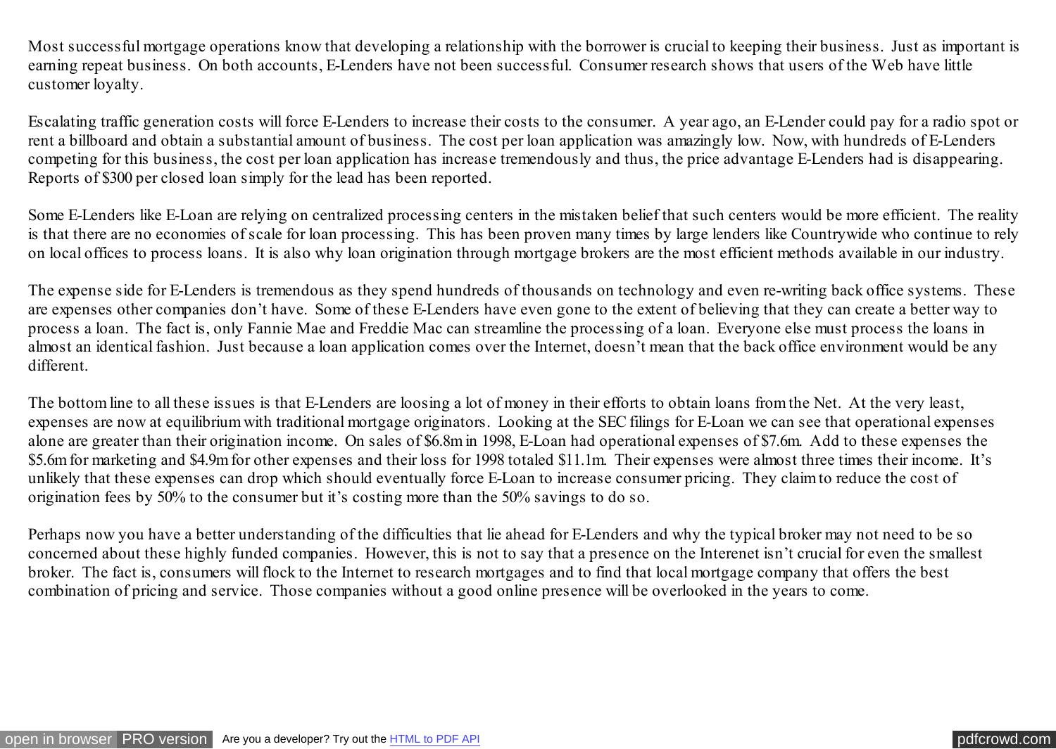Most successful mortgage operations know that developing a relationship with the borrower is crucial to keeping their business. Just as important is earning repeat business. On both accounts, E-Lenders have not been successful. Consumer research shows that users of the Web have little customer loyalty.

Escalating traffic generation costs will force E-Lenders to increase their costs to the consumer. A year ago, an E-Lender could pay for a radio spot or rent a billboard and obtain a substantial amount of business. The cost per loan application was amazingly low. Now, with hundreds of E-Lenders competing for this business, the cost per loan application has increase tremendously and thus, the price advantage E-Lenders had is disappearing. Reports of $300 per closed loan simply for the lead has been reported.

Some E-Lenders like E-Loan are relying on centralized processing centers in the mistaken belief that such centers would be more efficient. The reality is that there are no economies of scale for loan processing. This has been proven many times by large lenders like Countrywide who continue to rely on local offices to process loans. It is also why loan origination through mortgage brokers are the most efficient methods available in our industry.

The expense side for E-Lenders is tremendous as they spend hundreds of thousands on technology and even re-writing back office systems. These are expenses other companies don't have. Some of these E-Lenders have even gone to the extent of believing that they can create a better way to process a loan. The fact is, only Fannie Mae and Freddie Mac can streamline the processing of a loan. Everyone else must process the loans in almost an identical fashion. Just because a loan application comes over the Internet, doesn't mean that the back office environment would be any different.

The bottom line to all these issues is that E-Lenders are loosing a lot of money in their efforts to obtain loans from the Net. At the very least, expenses are now at equilibrium with traditional mortgage originators. Looking at the SEC filings for E-Loan we can see that operational expenses alone are greater than their origination income. On sales of $6.8m in 1998, E-Loan had operational expenses of $7.6m. Add to these expenses the $5.6m for marketing and $4.9m for other expenses and their loss for 1998 totaled $11.1m. Their expenses were almost three times their income. It's unlikely that these expenses can drop which should eventually force E-Loan to increase consumer pricing. They claim to reduce the cost of origination fees by 50% to the consumer but it's costing more than the 50% savings to do so.

Perhaps now you have a better understanding of the difficulties that lie ahead for E-Lenders and why the typical broker may not need to be so concerned about these highly funded companies. However, this is not to say that a presence on the Interenet isn't crucial for even the smallest broker. The fact is, consumers will flock to the Internet to research mortgages and to find that local mortgage company that offers the best combination of pricing and service. Those companies without a good online presence will be overlooked in the years to come.